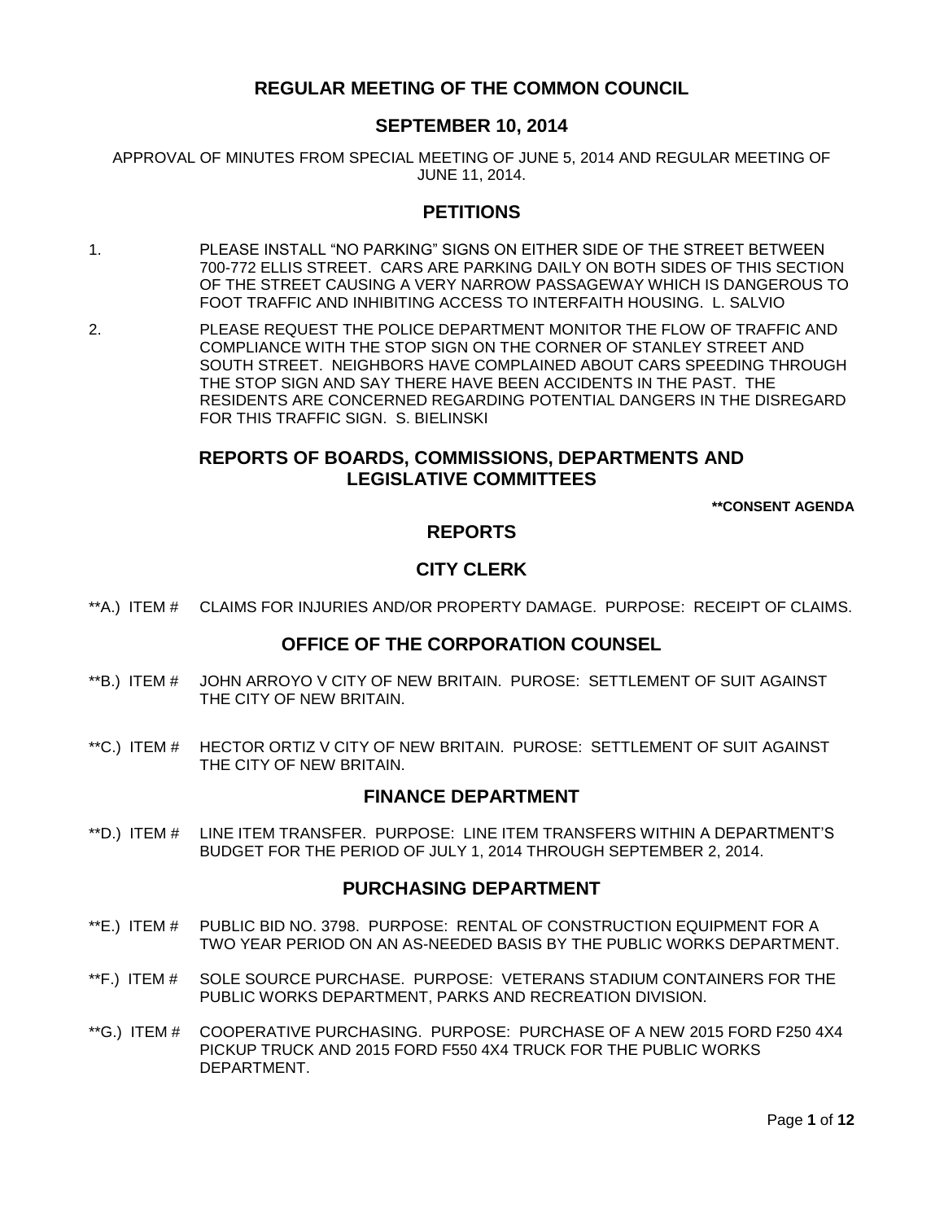# REGULAR MEETING OF THE COMMON COUNCIL

## SEPTEMBER 10, 2014

APPROVAL OF MINUTES FROM SPECIAL MEETING OF JUNE 5, 2014 AND REGULAR MEETING OF JUNE 11, 2014.

## PETITIONS

1. PLEASE INSTALL "NO PARKING" SIGNS ON EITHER SIDE OF THE STREET BETWEEN 700-772 ELLIS STREET. CARS ARE PARKING DAILY ON BOTH SIDES OF THIS SECTION OF THE STREET CAUSING A VERY NARROW PASSAGEWAY WHICH IS DANGEROUS TO FOOT TRAFFIC AND INHIBITING ACCESS TO INTERFAITH HOUSING. L. SALVIO

2. PLEASE REQUEST THE POLICE DEPARTMENT MONITOR THE FLOW OF TRAFFIC AND COMPLIANCE WITH THE STOP SIGN ON THE CORNER OF STANLEY STREET AND SOUTH STREET. NEIGHBORS HAVE COMPLAINED ABOUT CARS SPEEDING THROUGH THE STOP SIGN AND SAY THERE HAVE BEEN ACCIDENTS IN THE PAST. THE RESIDENTS ARE CONCERNED REGARDING POTENTIAL DANGERS IN THE DISREGARD FOR THIS TRAFFIC SIGN. S. BIELINSKI

## REPORTS OF BOARDS, COMMISSIONS, DEPARTMENTS AND LEGISLATIVE COMMITTEES

**\*\*CONSENT AGENDA**

## REPORTS

## CITY CLERK

**A.) ITEM # CLAIMS FOR INJURIES AND/OR PROPERTY DAMAGE. PURPOSE: RECEIPT OF CLAIMS.

## OFFICE OF THE CORPORATION COUNSEL

**B.) ITEM # JOHN ARROYO V CITY OF NEW BRITAIN. PUROSE: SETTLEMENT OF SUIT AGAINST THE CITY OF NEW BRITAIN.

**C.) ITEM # HECTOR ORTIZ V CITY OF NEW BRITAIN. PUROSE: SETTLEMENT OF SUIT AGAINST THE CITY OF NEW BRITAIN.

## FINANCE DEPARTMENT

**D.) ITEM # LINE ITEM TRANSFER. PURPOSE: LINE ITEM TRANSFERS WITHIN A DEPARTMENT'S BUDGET FOR THE PERIOD OF JULY 1, 2014 THROUGH SEPTEMBER 2, 2014.

## PURCHASING DEPARTMENT

**E.) ITEM # PUBLIC BID NO. 3798. PURPOSE: RENTAL OF CONSTRUCTION EQUIPMENT FOR A TWO YEAR PERIOD ON AN AS-NEEDED BASIS BY THE PUBLIC WORKS DEPARTMENT.

**F.) ITEM # SOLE SOURCE PURCHASE. PURPOSE: VETERANS STADIUM CONTAINERS FOR THE PUBLIC WORKS DEPARTMENT, PARKS AND RECREATION DIVISION.

**G.) ITEM # COOPERATIVE PURCHASING. PURPOSE: PURCHASE OF A NEW 2015 FORD F250 4X4 PICKUP TRUCK AND 2015 FORD F550 4X4 TRUCK FOR THE PUBLIC WORKS DEPARTMENT.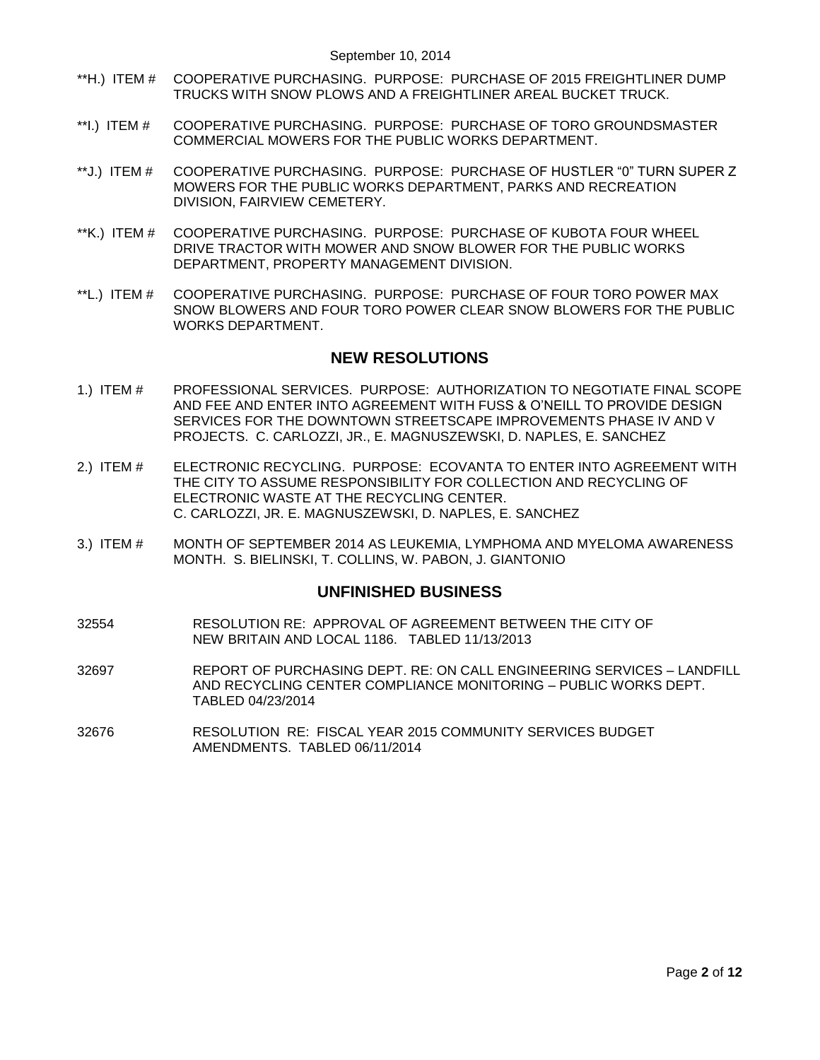**H.) ITEM # COOPERATIVE PURCHASING. PURPOSE: PURCHASE OF 2015 FREIGHTLINER DUMP TRUCKS WITH SNOW PLOWS AND A FREIGHTLINER AREAL BUCKET TRUCK.

**I.) ITEM # COOPERATIVE PURCHASING. PURPOSE: PURCHASE OF TORO GROUNDSMASTER COMMERCIAL MOWERS FOR THE PUBLIC WORKS DEPARTMENT.

**J.) ITEM # COOPERATIVE PURCHASING. PURPOSE: PURCHASE OF HUSTLER "0" TURN SUPER Z MOWERS FOR THE PUBLIC WORKS DEPARTMENT, PARKS AND RECREATION DIVISION, FAIRVIEW CEMETERY.

**K.) ITEM # COOPERATIVE PURCHASING. PURPOSE: PURCHASE OF KUBOTA FOUR WHEEL DRIVE TRACTOR WITH MOWER AND SNOW BLOWER FOR THE PUBLIC WORKS DEPARTMENT, PROPERTY MANAGEMENT DIVISION.

**L.) ITEM # COOPERATIVE PURCHASING. PURPOSE: PURCHASE OF FOUR TORO POWER MAX SNOW BLOWERS AND FOUR TORO POWER CLEAR SNOW BLOWERS FOR THE PUBLIC WORKS DEPARTMENT.

## NEW RESOLUTIONS

1.) ITEM # PROFESSIONAL SERVICES. PURPOSE: AUTHORIZATION TO NEGOTIATE FINAL SCOPE AND FEE AND ENTER INTO AGREEMENT WITH FUSS & O'NEILL TO PROVIDE DESIGN SERVICES FOR THE DOWNTOWN STREETSCAPE IMPROVEMENTS PHASE IV AND V PROJECTS. C. CARLOZZI, JR., E. MAGNUSZEWSKI, D. NAPLES, E. SANCHEZ

2.) ITEM # ELECTRONIC RECYCLING. PURPOSE: ECOVANTA TO ENTER INTO AGREEMENT WITH THE CITY TO ASSUME RESPONSIBILITY FOR COLLECTION AND RECYCLING OF ELECTRONIC WASTE AT THE RECYCLING CENTER.
C. CARLOZZI, JR. E. MAGNUSZEWSKI, D. NAPLES, E. SANCHEZ

3.) ITEM # MONTH OF SEPTEMBER 2014 AS LEUKEMIA, LYMPHOMA AND MYELOMA AWARENESS MONTH. S. BIELINSKI, T. COLLINS, W. PABON, J. GIANTONIO

## UNFINISHED BUSINESS

32554 RESOLUTION RE: APPROVAL OF AGREEMENT BETWEEN THE CITY OF NEW BRITAIN AND LOCAL 1186. TABLED 11/13/2013

32697 REPORT OF PURCHASING DEPT. RE: ON CALL ENGINEERING SERVICES – LANDFILL AND RECYCLING CENTER COMPLIANCE MONITORING – PUBLIC WORKS DEPT. TABLED 04/23/2014

32676 RESOLUTION RE: FISCAL YEAR 2015 COMMUNITY SERVICES BUDGET AMENDMENTS. TABLED 06/11/2014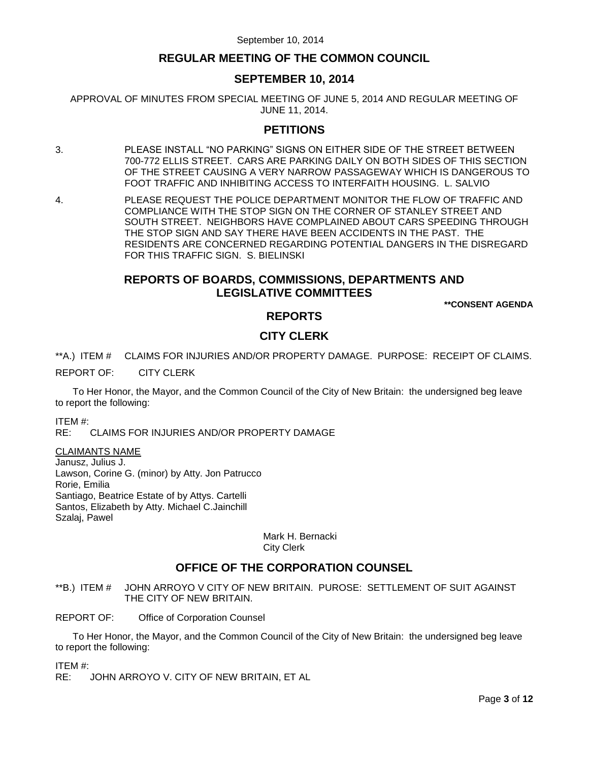# REGULAR MEETING OF THE COMMON COUNCIL

## SEPTEMBER 10, 2014

APPROVAL OF MINUTES FROM SPECIAL MEETING OF JUNE 5, 2014 AND REGULAR MEETING OF JUNE 11, 2014.

## PETITIONS

3. PLEASE INSTALL "NO PARKING" SIGNS ON EITHER SIDE OF THE STREET BETWEEN 700-772 ELLIS STREET. CARS ARE PARKING DAILY ON BOTH SIDES OF THIS SECTION OF THE STREET CAUSING A VERY NARROW PASSAGEWAY WHICH IS DANGEROUS TO FOOT TRAFFIC AND INHIBITING ACCESS TO INTERFAITH HOUSING. L. SALVIO

4. PLEASE REQUEST THE POLICE DEPARTMENT MONITOR THE FLOW OF TRAFFIC AND COMPLIANCE WITH THE STOP SIGN ON THE CORNER OF STANLEY STREET AND SOUTH STREET. NEIGHBORS HAVE COMPLAINED ABOUT CARS SPEEDING THROUGH THE STOP SIGN AND SAY THERE HAVE BEEN ACCIDENTS IN THE PAST. THE RESIDENTS ARE CONCERNED REGARDING POTENTIAL DANGERS IN THE DISREGARD FOR THIS TRAFFIC SIGN. S. BIELINSKI

## REPORTS OF BOARDS, COMMISSIONS, DEPARTMENTS AND LEGISLATIVE COMMITTEES

**\*\*CONSENT AGENDA**

## REPORTS

## CITY CLERK

**A.) ITEM # CLAIMS FOR INJURIES AND/OR PROPERTY DAMAGE. PURPOSE: RECEIPT OF CLAIMS.

REPORT OF: CITY CLERK

To Her Honor, the Mayor, and the Common Council of the City of New Britain: the undersigned beg leave to report the following:

ITEM #:
RE: CLAIMS FOR INJURIES AND/OR PROPERTY DAMAGE

CLAIMANTS NAME
Janusz, Julius J.
Lawson, Corine G. (minor) by Atty. Jon Patrucco
Rorie, Emilia
Santiago, Beatrice Estate of by Attys. Cartelli
Santos, Elizabeth by Atty. Michael C.Jainchill
Szalaj, Pawel

Mark H. Bernacki
City Clerk

## OFFICE OF THE CORPORATION COUNSEL

**B.) ITEM # JOHN ARROYO V CITY OF NEW BRITAIN. PUROSE: SETTLEMENT OF SUIT AGAINST THE CITY OF NEW BRITAIN.

REPORT OF: Office of Corporation Counsel

To Her Honor, the Mayor, and the Common Council of the City of New Britain: the undersigned beg leave to report the following:

ITEM #:
RE: JOHN ARROYO V. CITY OF NEW BRITAIN, ET AL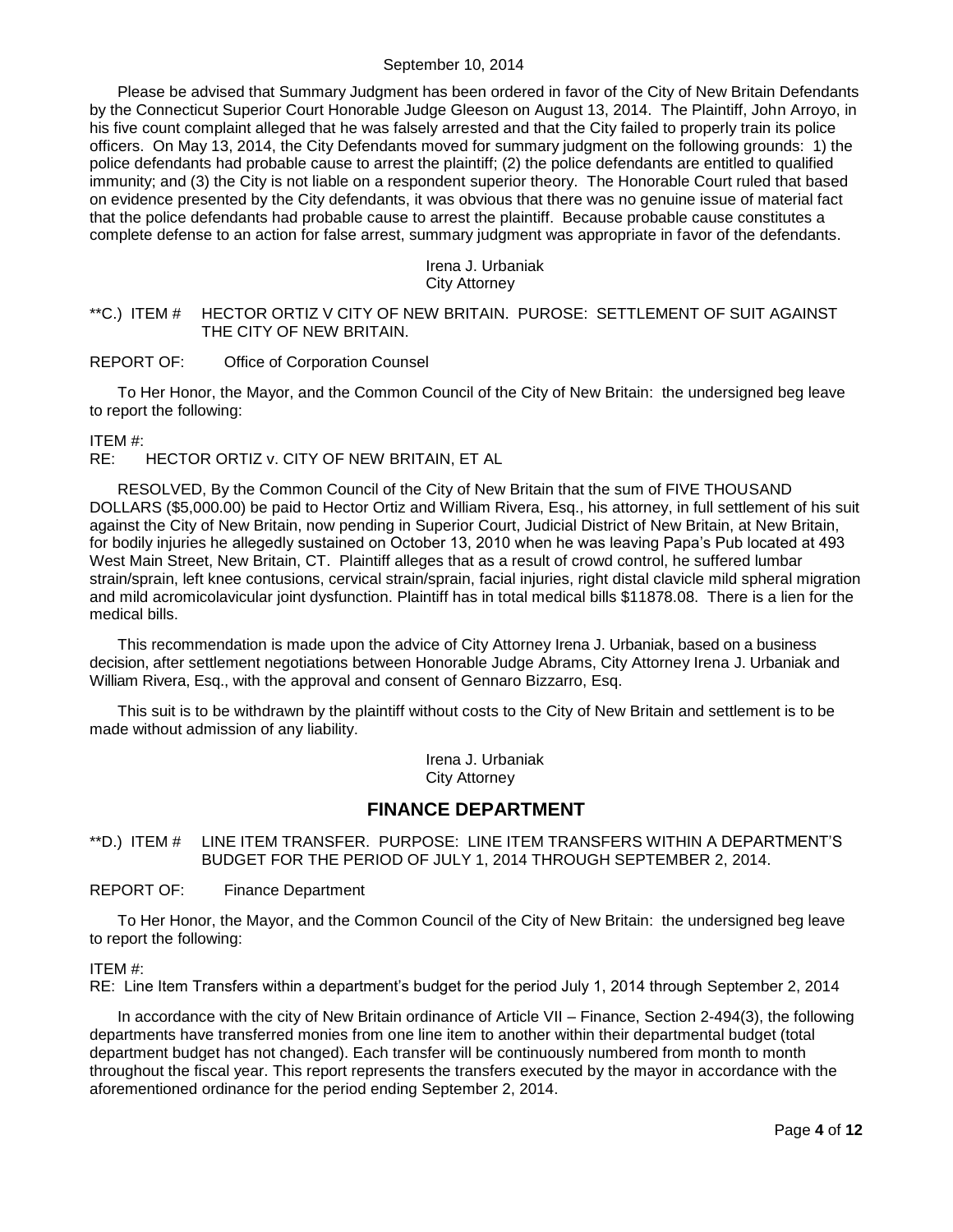September 10, 2014

Please be advised that Summary Judgment has been ordered in favor of the City of New Britain Defendants by the Connecticut Superior Court Honorable Judge Gleeson on August 13, 2014. The Plaintiff, John Arroyo, in his five count complaint alleged that he was falsely arrested and that the City failed to properly train its police officers. On May 13, 2014, the City Defendants moved for summary judgment on the following grounds: 1) the police defendants had probable cause to arrest the plaintiff; (2) the police defendants are entitled to qualified immunity; and (3) the City is not liable on a respondent superior theory. The Honorable Court ruled that based on evidence presented by the City defendants, it was obvious that there was no genuine issue of material fact that the police defendants had probable cause to arrest the plaintiff. Because probable cause constitutes a complete defense to an action for false arrest, summary judgment was appropriate in favor of the defendants.

Irena J. Urbaniak
City Attorney

**C.) ITEM # HECTOR ORTIZ V CITY OF NEW BRITAIN. PUROSE: SETTLEMENT OF SUIT AGAINST THE CITY OF NEW BRITAIN.

REPORT OF: Office of Corporation Counsel

To Her Honor, the Mayor, and the Common Council of the City of New Britain: the undersigned beg leave to report the following:

ITEM #:
RE: HECTOR ORTIZ v. CITY OF NEW BRITAIN, ET AL

RESOLVED, By the Common Council of the City of New Britain that the sum of FIVE THOUSAND DOLLARS ($5,000.00) be paid to Hector Ortiz and William Rivera, Esq., his attorney, in full settlement of his suit against the City of New Britain, now pending in Superior Court, Judicial District of New Britain, at New Britain, for bodily injuries he allegedly sustained on October 13, 2010 when he was leaving Papa's Pub located at 493 West Main Street, New Britain, CT. Plaintiff alleges that as a result of crowd control, he suffered lumbar strain/sprain, left knee contusions, cervical strain/sprain, facial injuries, right distal clavicle mild spheral migration and mild acromicolavicular joint dysfunction. Plaintiff has in total medical bills $11878.08. There is a lien for the medical bills.

This recommendation is made upon the advice of City Attorney Irena J. Urbaniak, based on a business decision, after settlement negotiations between Honorable Judge Abrams, City Attorney Irena J. Urbaniak and William Rivera, Esq., with the approval and consent of Gennaro Bizzarro, Esq.

This suit is to be withdrawn by the plaintiff without costs to the City of New Britain and settlement is to be made without admission of any liability.

Irena J. Urbaniak
City Attorney

## FINANCE DEPARTMENT

**D.) ITEM # LINE ITEM TRANSFER. PURPOSE: LINE ITEM TRANSFERS WITHIN A DEPARTMENT'S BUDGET FOR THE PERIOD OF JULY 1, 2014 THROUGH SEPTEMBER 2, 2014.

REPORT OF: Finance Department

To Her Honor, the Mayor, and the Common Council of the City of New Britain: the undersigned beg leave to report the following:

ITEM #:
RE: Line Item Transfers within a department's budget for the period July 1, 2014 through September 2, 2014

In accordance with the city of New Britain ordinance of Article VII – Finance, Section 2-494(3), the following departments have transferred monies from one line item to another within their departmental budget (total department budget has not changed). Each transfer will be continuously numbered from month to month throughout the fiscal year. This report represents the transfers executed by the mayor in accordance with the aforementioned ordinance for the period ending September 2, 2014.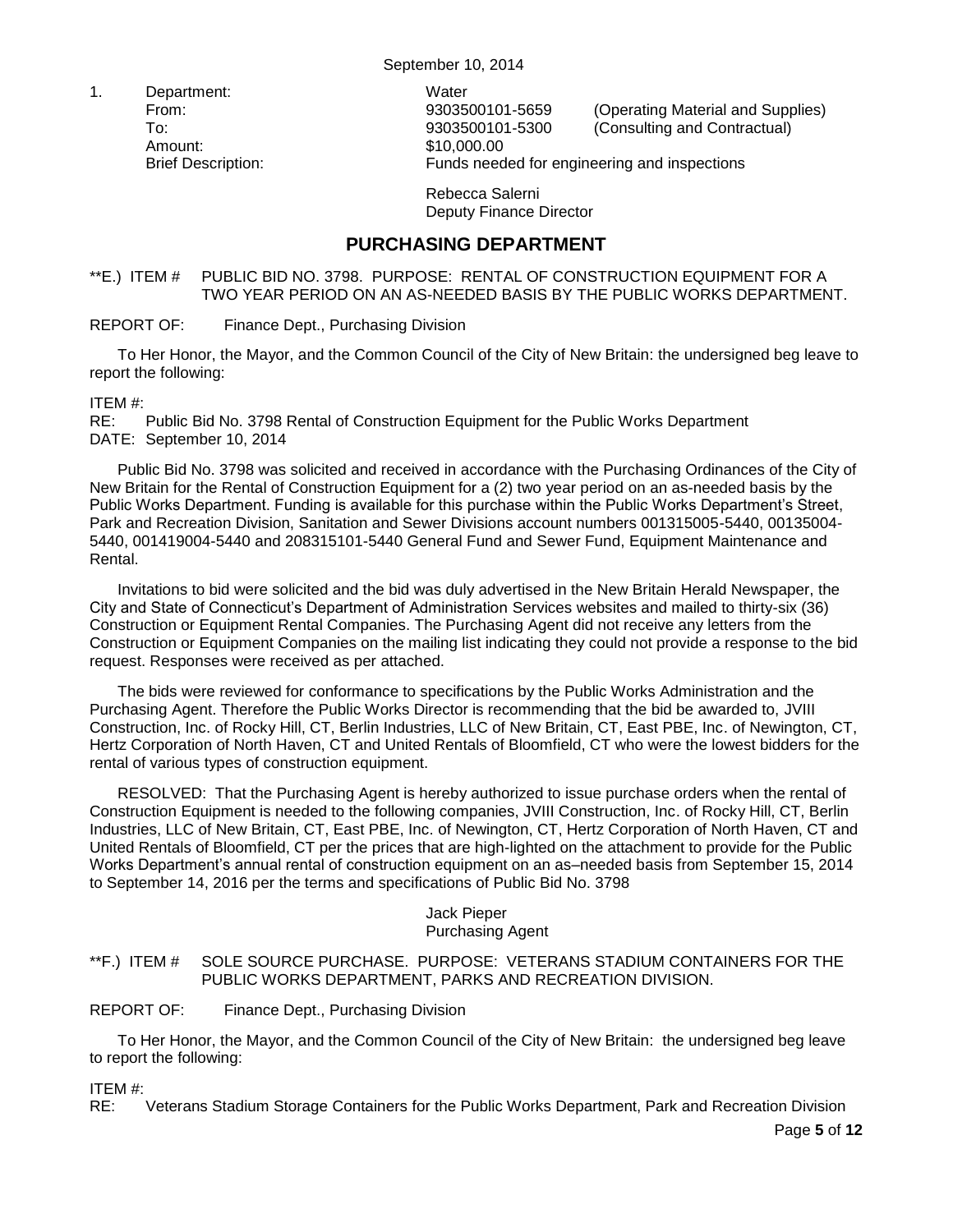September 10, 2014

1. Department: Water
   From: 9303500101-5659 (Operating Material and Supplies)
   To: 9303500101-5300 (Consulting and Contractual)
   Amount: $10,000.00
   Brief Description: Funds needed for engineering and inspections

   Rebecca Salerni
   Deputy Finance Director

## PURCHASING DEPARTMENT

**E.) ITEM # PUBLIC BID NO. 3798. PURPOSE: RENTAL OF CONSTRUCTION EQUIPMENT FOR A TWO YEAR PERIOD ON AN AS-NEEDED BASIS BY THE PUBLIC WORKS DEPARTMENT.

REPORT OF: Finance Dept., Purchasing Division

To Her Honor, the Mayor, and the Common Council of the City of New Britain: the undersigned beg leave to report the following:

ITEM #:
RE: Public Bid No. 3798 Rental of Construction Equipment for the Public Works Department
DATE: September 10, 2014

Public Bid No. 3798 was solicited and received in accordance with the Purchasing Ordinances of the City of New Britain for the Rental of Construction Equipment for a (2) two year period on an as-needed basis by the Public Works Department. Funding is available for this purchase within the Public Works Department's Street, Park and Recreation Division, Sanitation and Sewer Divisions account numbers 001315005-5440, 00135004-5440, 001419004-5440 and 208315101-5440 General Fund and Sewer Fund, Equipment Maintenance and Rental.

Invitations to bid were solicited and the bid was duly advertised in the New Britain Herald Newspaper, the City and State of Connecticut's Department of Administration Services websites and mailed to thirty-six (36) Construction or Equipment Rental Companies. The Purchasing Agent did not receive any letters from the Construction or Equipment Companies on the mailing list indicating they could not provide a response to the bid request. Responses were received as per attached.

The bids were reviewed for conformance to specifications by the Public Works Administration and the Purchasing Agent. Therefore the Public Works Director is recommending that the bid be awarded to, JVIII Construction, Inc. of Rocky Hill, CT, Berlin Industries, LLC of New Britain, CT, East PBE, Inc. of Newington, CT, Hertz Corporation of North Haven, CT and United Rentals of Bloomfield, CT who were the lowest bidders for the rental of various types of construction equipment.

RESOLVED: That the Purchasing Agent is hereby authorized to issue purchase orders when the rental of Construction Equipment is needed to the following companies, JVIII Construction, Inc. of Rocky Hill, CT, Berlin Industries, LLC of New Britain, CT, East PBE, Inc. of Newington, CT, Hertz Corporation of North Haven, CT and United Rentals of Bloomfield, CT per the prices that are high-lighted on the attachment to provide for the Public Works Department's annual rental of construction equipment on an as–needed basis from September 15, 2014 to September 14, 2016 per the terms and specifications of Public Bid No. 3798

Jack Pieper
Purchasing Agent

**F.) ITEM # SOLE SOURCE PURCHASE. PURPOSE: VETERANS STADIUM CONTAINERS FOR THE PUBLIC WORKS DEPARTMENT, PARKS AND RECREATION DIVISION.

REPORT OF: Finance Dept., Purchasing Division

To Her Honor, the Mayor, and the Common Council of the City of New Britain: the undersigned beg leave to report the following:

ITEM #:
RE: Veterans Stadium Storage Containers for the Public Works Department, Park and Recreation Division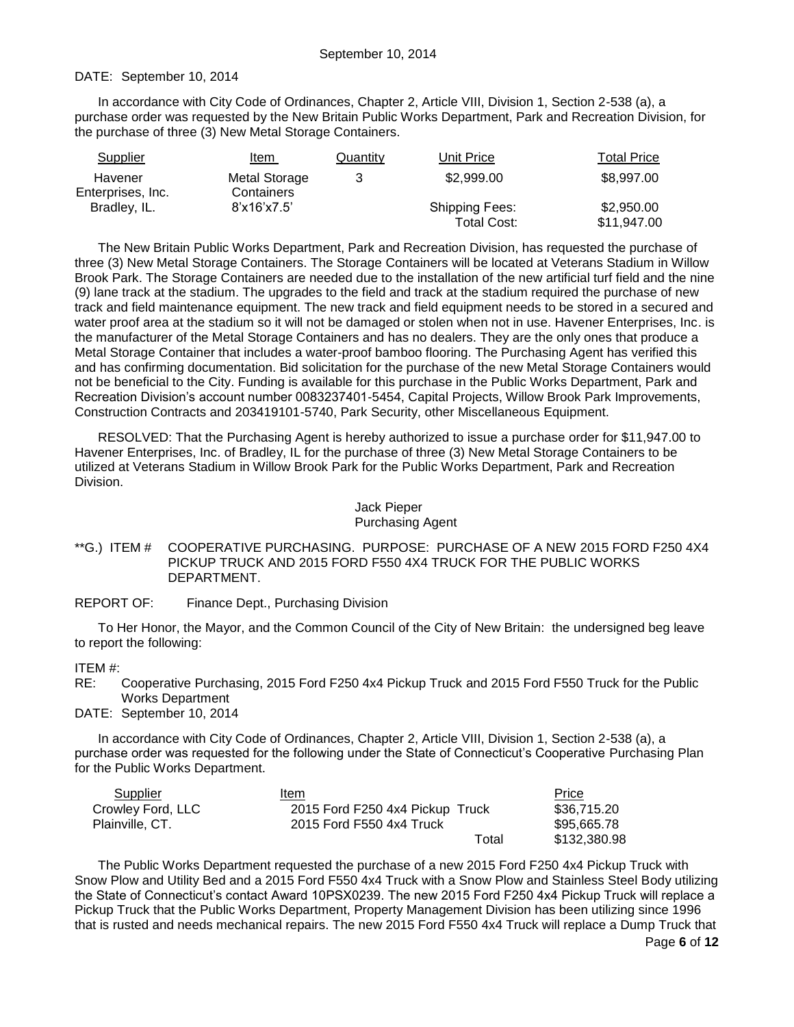DATE: September 10, 2014

In accordance with City Code of Ordinances, Chapter 2, Article VIII, Division 1, Section 2-538 (a), a purchase order was requested by the New Britain Public Works Department, Park and Recreation Division, for the purchase of three (3) New Metal Storage Containers.

| Supplier | Item | Quantity | Unit Price | Total Price |
|---|---|---|---|---|
| Havener Enterprises, Inc. | Metal Storage Containers | 3 | $2,999.00 | $8,997.00 |
| Bradley, IL. | 8'x16'x7.5' | | Shipping Fees: | $2,950.00 |
| | | | Total Cost: | $11,947.00 |

The New Britain Public Works Department, Park and Recreation Division, has requested the purchase of three (3) New Metal Storage Containers. The Storage Containers will be located at Veterans Stadium in Willow Brook Park. The Storage Containers are needed due to the installation of the new artificial turf field and the nine (9) lane track at the stadium. The upgrades to the field and track at the stadium required the purchase of new track and field maintenance equipment. The new track and field equipment needs to be stored in a secured and water proof area at the stadium so it will not be damaged or stolen when not in use. Havener Enterprises, Inc. is the manufacturer of the Metal Storage Containers and has no dealers. They are the only ones that produce a Metal Storage Container that includes a water-proof bamboo flooring. The Purchasing Agent has verified this and has confirming documentation. Bid solicitation for the purchase of the new Metal Storage Containers would not be beneficial to the City. Funding is available for this purchase in the Public Works Department, Park and Recreation Division's account number 0083237401-5454, Capital Projects, Willow Brook Park Improvements, Construction Contracts and 203419101-5740, Park Security, other Miscellaneous Equipment.

RESOLVED: That the Purchasing Agent is hereby authorized to issue a purchase order for $11,947.00 to Havener Enterprises, Inc. of Bradley, IL for the purchase of three (3) New Metal Storage Containers to be utilized at Veterans Stadium in Willow Brook Park for the Public Works Department, Park and Recreation Division.

Jack Pieper
Purchasing Agent

**G.) ITEM # COOPERATIVE PURCHASING. PURPOSE: PURCHASE OF A NEW 2015 FORD F250 4X4 PICKUP TRUCK AND 2015 FORD F550 4X4 TRUCK FOR THE PUBLIC WORKS DEPARTMENT.

REPORT OF: Finance Dept., Purchasing Division

To Her Honor, the Mayor, and the Common Council of the City of New Britain: the undersigned beg leave to report the following:

ITEM #:
RE: Cooperative Purchasing, 2015 Ford F250 4x4 Pickup Truck and 2015 Ford F550 Truck for the Public Works Department
DATE: September 10, 2014

In accordance with City Code of Ordinances, Chapter 2, Article VIII, Division 1, Section 2-538 (a), a purchase order was requested for the following under the State of Connecticut's Cooperative Purchasing Plan for the Public Works Department.

| Supplier | Item | Price |
|---|---|---|
| Crowley Ford, LLC | 2015 Ford F250 4x4 Pickup Truck | $36,715.20 |
| Plainville, CT. | 2015 Ford F550 4x4 Truck | $95,665.78 |
| | Total | $132,380.98 |

The Public Works Department requested the purchase of a new 2015 Ford F250 4x4 Pickup Truck with Snow Plow and Utility Bed and a 2015 Ford F550 4x4 Truck with a Snow Plow and Stainless Steel Body utilizing the State of Connecticut's contact Award 10PSX0239. The new 2015 Ford F250 4x4 Pickup Truck will replace a Pickup Truck that the Public Works Department, Property Management Division has been utilizing since 1996 that is rusted and needs mechanical repairs. The new 2015 Ford F550 4x4 Truck will replace a Dump Truck that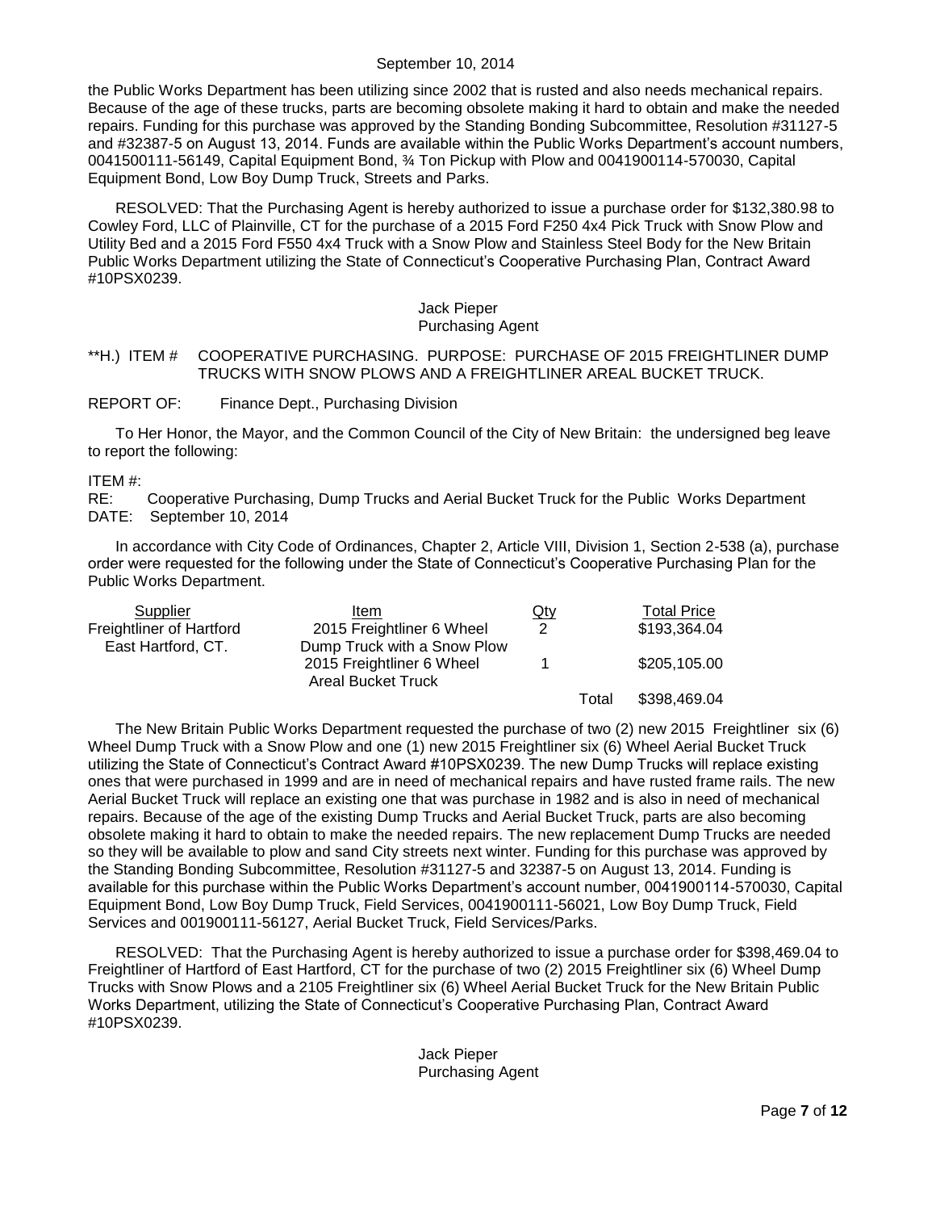the Public Works Department has been utilizing since 2002 that is rusted and also needs mechanical repairs. Because of the age of these trucks, parts are becoming obsolete making it hard to obtain and make the needed repairs. Funding for this purchase was approved by the Standing Bonding Subcommittee, Resolution #31127-5 and #32387-5 on August 13, 2014. Funds are available within the Public Works Department's account numbers, 0041500111-56149, Capital Equipment Bond, ¾ Ton Pickup with Plow and 0041900114-570030, Capital Equipment Bond, Low Boy Dump Truck, Streets and Parks.

RESOLVED: That the Purchasing Agent is hereby authorized to issue a purchase order for $132,380.98 to Cowley Ford, LLC of Plainville, CT for the purchase of a 2015 Ford F250 4x4 Pick Truck with Snow Plow and Utility Bed and a 2015 Ford F550 4x4 Truck with a Snow Plow and Stainless Steel Body for the New Britain Public Works Department utilizing the State of Connecticut's Cooperative Purchasing Plan, Contract Award #10PSX0239.

Jack Pieper
Purchasing Agent

**H.) ITEM # COOPERATIVE PURCHASING. PURPOSE: PURCHASE OF 2015 FREIGHTLINER DUMP TRUCKS WITH SNOW PLOWS AND A FREIGHTLINER AREAL BUCKET TRUCK.

REPORT OF: Finance Dept., Purchasing Division

To Her Honor, the Mayor, and the Common Council of the City of New Britain: the undersigned beg leave to report the following:

ITEM #:
RE: Cooperative Purchasing, Dump Trucks and Aerial Bucket Truck for the Public Works Department
DATE: September 10, 2014

In accordance with City Code of Ordinances, Chapter 2, Article VIII, Division 1, Section 2-538 (a), purchase order were requested for the following under the State of Connecticut's Cooperative Purchasing Plan for the Public Works Department.

| Supplier | Item | Qty | | Total Price |
|---|---|---|---|---|
| Freightliner of Hartford East Hartford, CT. | 2015 Freightliner 6 Wheel Dump Truck with a Snow Plow | 2 | | $193,364.04 |
| | 2015 Freightliner 6 Wheel Areal Bucket Truck | 1 | | $205,105.00 |
| | | | Total | $398,469.04 |

The New Britain Public Works Department requested the purchase of two (2) new 2015 Freightliner six (6) Wheel Dump Truck with a Snow Plow and one (1) new 2015 Freightliner six (6) Wheel Aerial Bucket Truck utilizing the State of Connecticut's Contract Award #10PSX0239. The new Dump Trucks will replace existing ones that were purchased in 1999 and are in need of mechanical repairs and have rusted frame rails. The new Aerial Bucket Truck will replace an existing one that was purchase in 1982 and is also in need of mechanical repairs. Because of the age of the existing Dump Trucks and Aerial Bucket Truck, parts are also becoming obsolete making it hard to obtain to make the needed repairs. The new replacement Dump Trucks are needed so they will be available to plow and sand City streets next winter. Funding for this purchase was approved by the Standing Bonding Subcommittee, Resolution #31127-5 and 32387-5 on August 13, 2014. Funding is available for this purchase within the Public Works Department's account number, 0041900114-570030, Capital Equipment Bond, Low Boy Dump Truck, Field Services, 0041900111-56021, Low Boy Dump Truck, Field Services and 001900111-56127, Aerial Bucket Truck, Field Services/Parks.

RESOLVED: That the Purchasing Agent is hereby authorized to issue a purchase order for $398,469.04 to Freightliner of Hartford of East Hartford, CT for the purchase of two (2) 2015 Freightliner six (6) Wheel Dump Trucks with Snow Plows and a 2105 Freightliner six (6) Wheel Aerial Bucket Truck for the New Britain Public Works Department, utilizing the State of Connecticut's Cooperative Purchasing Plan, Contract Award #10PSX0239.

Jack Pieper
Purchasing Agent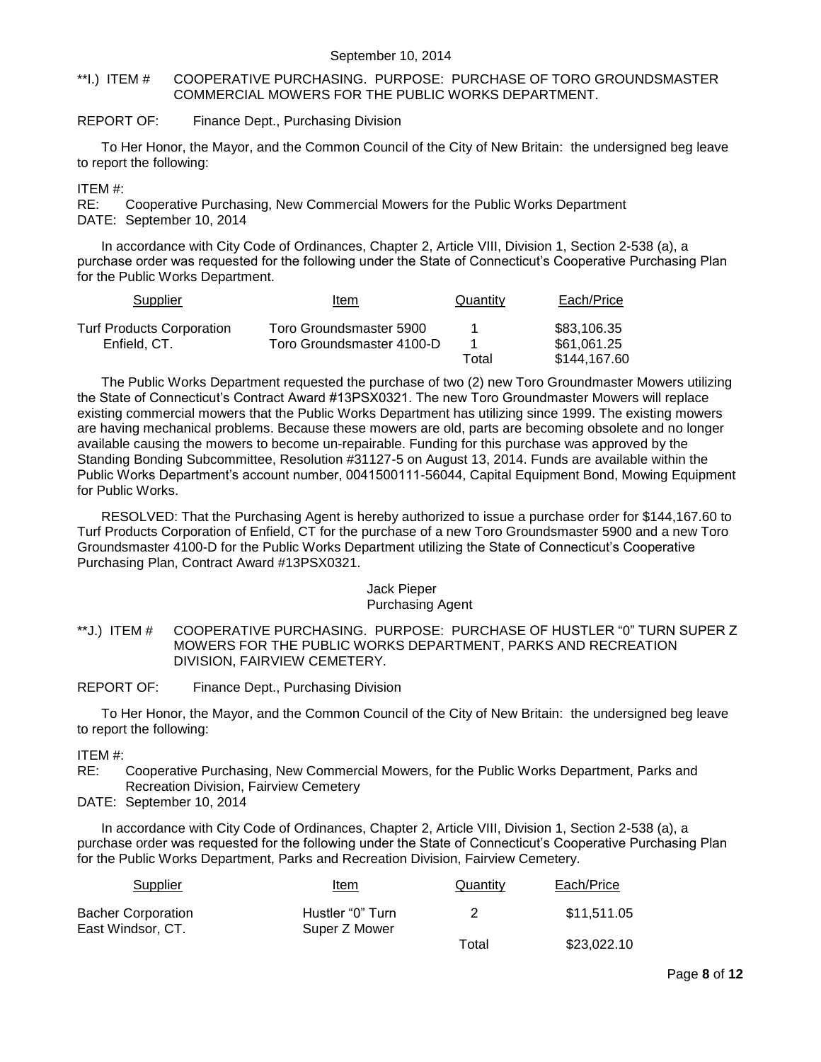September 10, 2014

**I.) ITEM # COOPERATIVE PURCHASING. PURPOSE: PURCHASE OF TORO GROUNDSMASTER COMMERCIAL MOWERS FOR THE PUBLIC WORKS DEPARTMENT.

REPORT OF: Finance Dept., Purchasing Division

To Her Honor, the Mayor, and the Common Council of the City of New Britain: the undersigned beg leave to report the following:

ITEM #:
RE: Cooperative Purchasing, New Commercial Mowers for the Public Works Department
DATE: September 10, 2014

In accordance with City Code of Ordinances, Chapter 2, Article VIII, Division 1, Section 2-538 (a), a purchase order was requested for the following under the State of Connecticut's Cooperative Purchasing Plan for the Public Works Department.

| Supplier | Item | Quantity | Each/Price |
|---|---|---|---|
| Turf Products Corporation | Toro Groundsmaster 5900 | 1 | $83,106.35 |
| Enfield, CT. | Toro Groundsmaster 4100-D | 1 | $61,061.25 |
| | | Total | $144,167.60 |

The Public Works Department requested the purchase of two (2) new Toro Groundmaster Mowers utilizing the State of Connecticut's Contract Award #13PSX0321. The new Toro Groundmaster Mowers will replace existing commercial mowers that the Public Works Department has utilizing since 1999. The existing mowers are having mechanical problems. Because these mowers are old, parts are becoming obsolete and no longer available causing the mowers to become un-repairable. Funding for this purchase was approved by the Standing Bonding Subcommittee, Resolution #31127-5 on August 13, 2014. Funds are available within the Public Works Department's account number, 0041500111-56044, Capital Equipment Bond, Mowing Equipment for Public Works.

RESOLVED: That the Purchasing Agent is hereby authorized to issue a purchase order for $144,167.60 to Turf Products Corporation of Enfield, CT for the purchase of a new Toro Groundsmaster 5900 and a new Toro Groundsmaster 4100-D for the Public Works Department utilizing the State of Connecticut's Cooperative Purchasing Plan, Contract Award #13PSX0321.

Jack Pieper
Purchasing Agent

**J.) ITEM # COOPERATIVE PURCHASING. PURPOSE: PURCHASE OF HUSTLER "0" TURN SUPER Z MOWERS FOR THE PUBLIC WORKS DEPARTMENT, PARKS AND RECREATION DIVISION, FAIRVIEW CEMETERY.

REPORT OF: Finance Dept., Purchasing Division

To Her Honor, the Mayor, and the Common Council of the City of New Britain: the undersigned beg leave to report the following:

ITEM #:
RE: Cooperative Purchasing, New Commercial Mowers, for the Public Works Department, Parks and Recreation Division, Fairview Cemetery
DATE: September 10, 2014

In accordance with City Code of Ordinances, Chapter 2, Article VIII, Division 1, Section 2-538 (a), a purchase order was requested for the following under the State of Connecticut's Cooperative Purchasing Plan for the Public Works Department, Parks and Recreation Division, Fairview Cemetery.

| Supplier | Item | Quantity | Each/Price |
|---|---|---|---|
| Bacher Corporation<br>East Windsor, CT. | Hustler "0" Turn<br>Super Z Mower | 2 | $11,511.05 |
| | | Total | $23,022.10 |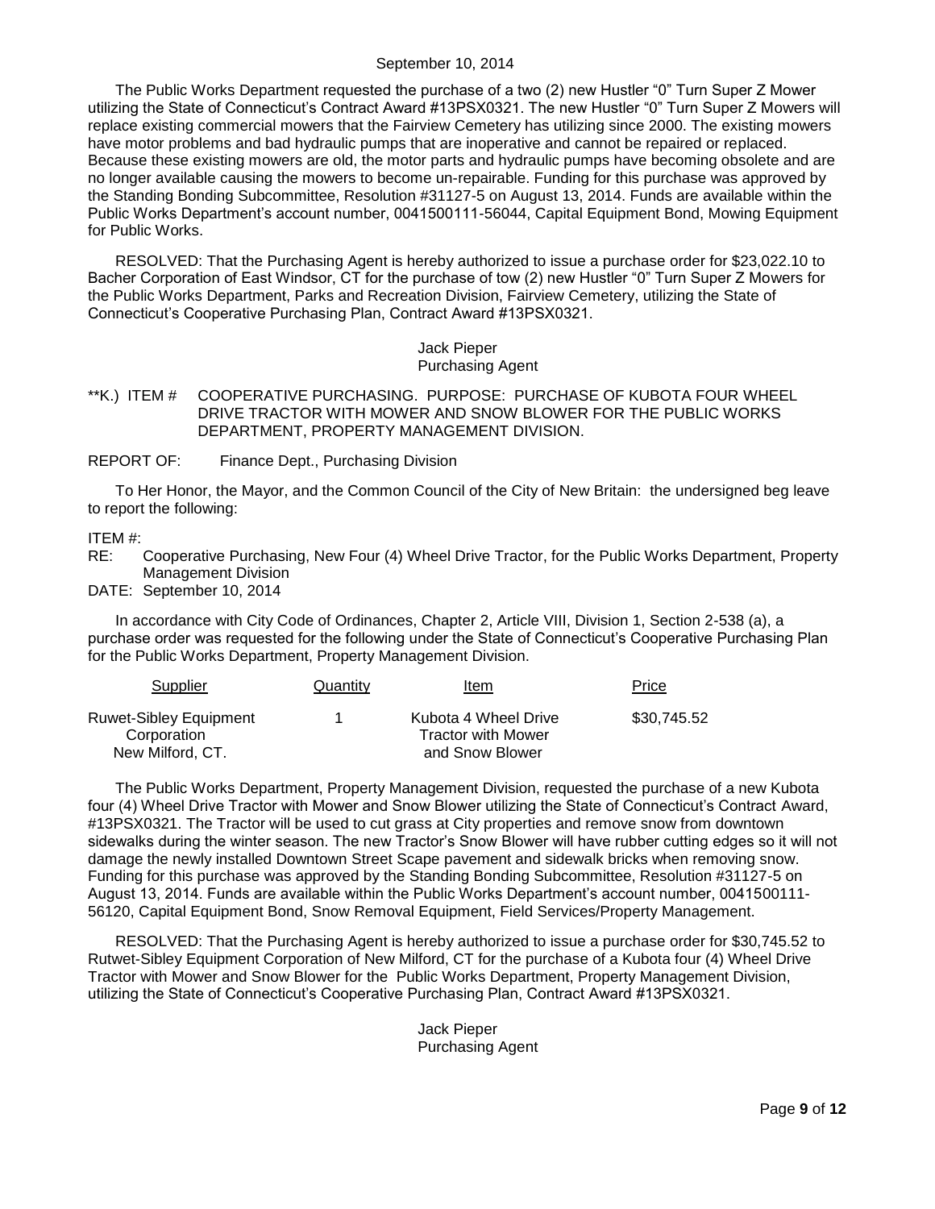September 10, 2014

The Public Works Department requested the purchase of a two (2) new Hustler "0" Turn Super Z Mower utilizing the State of Connecticut's Contract Award #13PSX0321. The new Hustler "0" Turn Super Z Mowers will replace existing commercial mowers that the Fairview Cemetery has utilizing since 2000. The existing mowers have motor problems and bad hydraulic pumps that are inoperative and cannot be repaired or replaced. Because these existing mowers are old, the motor parts and hydraulic pumps have becoming obsolete and are no longer available causing the mowers to become un-repairable. Funding for this purchase was approved by the Standing Bonding Subcommittee, Resolution #31127-5 on August 13, 2014. Funds are available within the Public Works Department's account number, 0041500111-56044, Capital Equipment Bond, Mowing Equipment for Public Works.

RESOLVED: That the Purchasing Agent is hereby authorized to issue a purchase order for $23,022.10 to Bacher Corporation of East Windsor, CT for the purchase of tow (2) new Hustler "0" Turn Super Z Mowers for the Public Works Department, Parks and Recreation Division, Fairview Cemetery, utilizing the State of Connecticut's Cooperative Purchasing Plan, Contract Award #13PSX0321.

Jack Pieper
Purchasing Agent

**K.) ITEM # COOPERATIVE PURCHASING. PURPOSE: PURCHASE OF KUBOTA FOUR WHEEL DRIVE TRACTOR WITH MOWER AND SNOW BLOWER FOR THE PUBLIC WORKS DEPARTMENT, PROPERTY MANAGEMENT DIVISION.

REPORT OF: Finance Dept., Purchasing Division

To Her Honor, the Mayor, and the Common Council of the City of New Britain: the undersigned beg leave to report the following:

ITEM #:
RE: Cooperative Purchasing, New Four (4) Wheel Drive Tractor, for the Public Works Department, Property Management Division
DATE: September 10, 2014

In accordance with City Code of Ordinances, Chapter 2, Article VIII, Division 1, Section 2-538 (a), a purchase order was requested for the following under the State of Connecticut's Cooperative Purchasing Plan for the Public Works Department, Property Management Division.

| Supplier | Quantity | Item | Price |
|---|---|---|---|
| Ruwet-Sibley Equipment Corporation New Milford, CT. | 1 | Kubota 4 Wheel Drive Tractor with Mower and Snow Blower | $30,745.52 |

The Public Works Department, Property Management Division, requested the purchase of a new Kubota four (4) Wheel Drive Tractor with Mower and Snow Blower utilizing the State of Connecticut's Contract Award, #13PSX0321. The Tractor will be used to cut grass at City properties and remove snow from downtown sidewalks during the winter season. The new Tractor's Snow Blower will have rubber cutting edges so it will not damage the newly installed Downtown Street Scape pavement and sidewalk bricks when removing snow. Funding for this purchase was approved by the Standing Bonding Subcommittee, Resolution #31127-5 on August 13, 2014. Funds are available within the Public Works Department's account number, 0041500111-56120, Capital Equipment Bond, Snow Removal Equipment, Field Services/Property Management.

RESOLVED: That the Purchasing Agent is hereby authorized to issue a purchase order for $30,745.52 to Rutwet-Sibley Equipment Corporation of New Milford, CT for the purchase of a Kubota four (4) Wheel Drive Tractor with Mower and Snow Blower for the Public Works Department, Property Management Division, utilizing the State of Connecticut's Cooperative Purchasing Plan, Contract Award #13PSX0321.

Jack Pieper
Purchasing Agent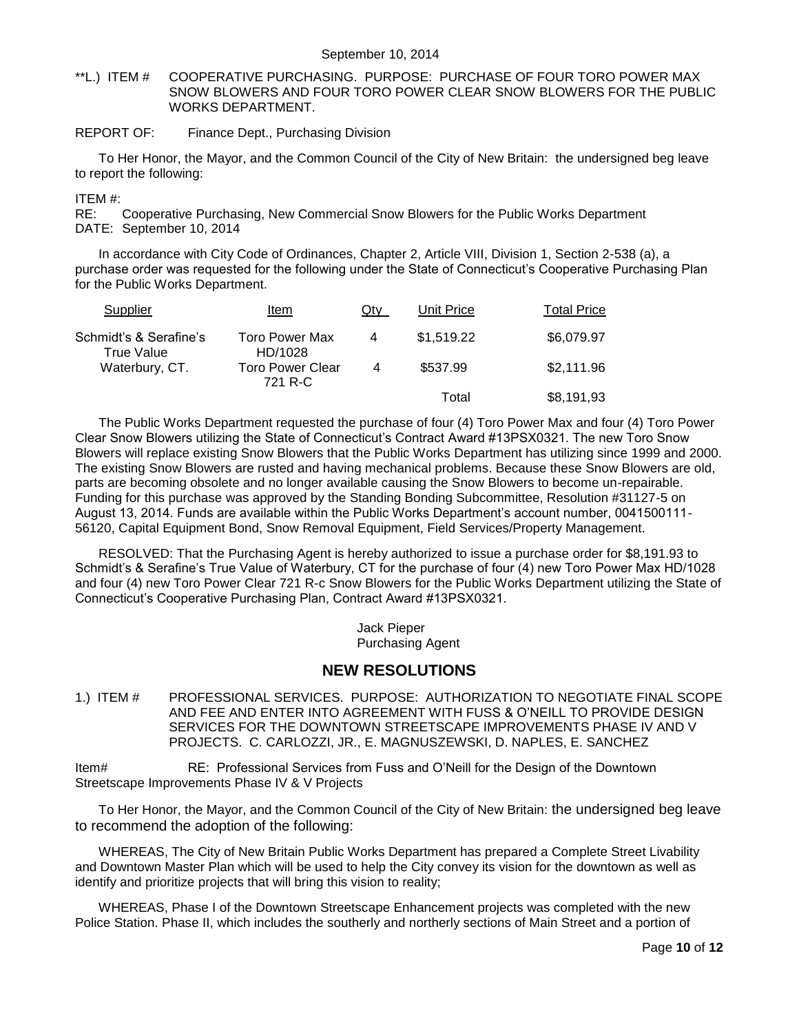**L.) ITEM # COOPERATIVE PURCHASING. PURPOSE: PURCHASE OF FOUR TORO POWER MAX SNOW BLOWERS AND FOUR TORO POWER CLEAR SNOW BLOWERS FOR THE PUBLIC WORKS DEPARTMENT.

REPORT OF: Finance Dept., Purchasing Division

To Her Honor, the Mayor, and the Common Council of the City of New Britain: the undersigned beg leave to report the following:

ITEM #:
RE: Cooperative Purchasing, New Commercial Snow Blowers for the Public Works Department
DATE: September 10, 2014

In accordance with City Code of Ordinances, Chapter 2, Article VIII, Division 1, Section 2-538 (a), a purchase order was requested for the following under the State of Connecticut's Cooperative Purchasing Plan for the Public Works Department.

| Supplier | Item | Qty | Unit Price | Total Price |
|---|---|---|---|---|
| Schmidt's & Serafine's True Value | Toro Power Max HD/1028 | 4 | $1,519.22 | $6,079.97 |
| Waterbury, CT. | Toro Power Clear 721 R-C | 4 | $537.99 | $2,111.96 |
| | | | Total | $8,191,93 |

The Public Works Department requested the purchase of four (4) Toro Power Max and four (4) Toro Power Clear Snow Blowers utilizing the State of Connecticut's Contract Award #13PSX0321. The new Toro Snow Blowers will replace existing Snow Blowers that the Public Works Department has utilizing since 1999 and 2000. The existing Snow Blowers are rusted and having mechanical problems. Because these Snow Blowers are old, parts are becoming obsolete and no longer available causing the Snow Blowers to become un-repairable. Funding for this purchase was approved by the Standing Bonding Subcommittee, Resolution #31127-5 on August 13, 2014. Funds are available within the Public Works Department's account number, 0041500111-56120, Capital Equipment Bond, Snow Removal Equipment, Field Services/Property Management.

RESOLVED: That the Purchasing Agent is hereby authorized to issue a purchase order for $8,191.93 to Schmidt's & Serafine's True Value of Waterbury, CT for the purchase of four (4) new Toro Power Max HD/1028 and four (4) new Toro Power Clear 721 R-c Snow Blowers for the Public Works Department utilizing the State of Connecticut's Cooperative Purchasing Plan, Contract Award #13PSX0321.

Jack Pieper
Purchasing Agent

## NEW RESOLUTIONS

1.) ITEM # PROFESSIONAL SERVICES. PURPOSE: AUTHORIZATION TO NEGOTIATE FINAL SCOPE AND FEE AND ENTER INTO AGREEMENT WITH FUSS & O'NEILL TO PROVIDE DESIGN SERVICES FOR THE DOWNTOWN STREETSCAPE IMPROVEMENTS PHASE IV AND V PROJECTS. C. CARLOZZI, JR., E. MAGNUSZEWSKI, D. NAPLES, E. SANCHEZ

Item# RE: Professional Services from Fuss and O'Neill for the Design of the Downtown Streetscape Improvements Phase IV & V Projects

To Her Honor, the Mayor, and the Common Council of the City of New Britain: the undersigned beg leave to recommend the adoption of the following:

WHEREAS, The City of New Britain Public Works Department has prepared a Complete Street Livability and Downtown Master Plan which will be used to help the City convey its vision for the downtown as well as identify and prioritize projects that will bring this vision to reality;

WHEREAS, Phase I of the Downtown Streetscape Enhancement projects was completed with the new Police Station. Phase II, which includes the southerly and northerly sections of Main Street and a portion of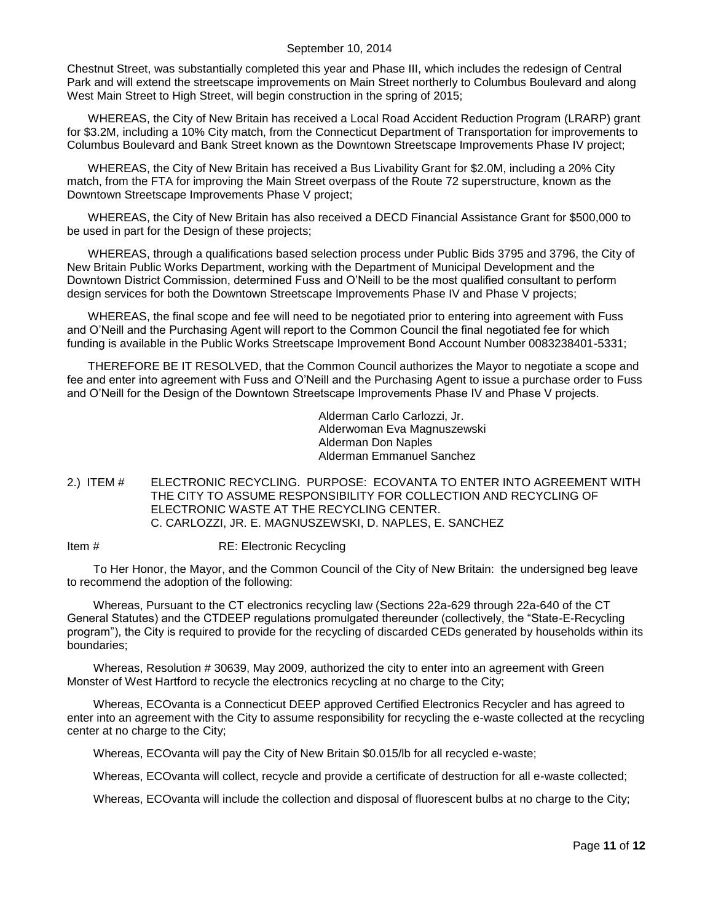Chestnut Street, was substantially completed this year and Phase III, which includes the redesign of Central Park and will extend the streetscape improvements on Main Street northerly to Columbus Boulevard and along West Main Street to High Street, will begin construction in the spring of 2015;

WHEREAS, the City of New Britain has received a Local Road Accident Reduction Program (LRARP) grant for $3.2M, including a 10% City match, from the Connecticut Department of Transportation for improvements to Columbus Boulevard and Bank Street known as the Downtown Streetscape Improvements Phase IV project;

WHEREAS, the City of New Britain has received a Bus Livability Grant for $2.0M, including a 20% City match, from the FTA for improving the Main Street overpass of the Route 72 superstructure, known as the Downtown Streetscape Improvements Phase V project;

WHEREAS, the City of New Britain has also received a DECD Financial Assistance Grant for $500,000 to be used in part for the Design of these projects;

WHEREAS, through a qualifications based selection process under Public Bids 3795 and 3796, the City of New Britain Public Works Department, working with the Department of Municipal Development and the Downtown District Commission, determined Fuss and O'Neill to be the most qualified consultant to perform design services for both the Downtown Streetscape Improvements Phase IV and Phase V projects;

WHEREAS, the final scope and fee will need to be negotiated prior to entering into agreement with Fuss and O'Neill and the Purchasing Agent will report to the Common Council the final negotiated fee for which funding is available in the Public Works Streetscape Improvement Bond Account Number 0083238401-5331;

THEREFORE BE IT RESOLVED, that the Common Council authorizes the Mayor to negotiate a scope and fee and enter into agreement with Fuss and O'Neill and the Purchasing Agent to issue a purchase order to Fuss and O'Neill for the Design of the Downtown Streetscape Improvements Phase IV and Phase V projects.

Alderman Carlo Carlozzi, Jr.
Alderwoman Eva Magnuszewski
Alderman Don Naples
Alderman Emmanuel Sanchez

2.) ITEM # ELECTRONIC RECYCLING. PURPOSE: ECOVANTA TO ENTER INTO AGREEMENT WITH THE CITY TO ASSUME RESPONSIBILITY FOR COLLECTION AND RECYCLING OF ELECTRONIC WASTE AT THE RECYCLING CENTER.
C. CARLOZZI, JR. E. MAGNUSZEWSKI, D. NAPLES, E. SANCHEZ

Item # RE: Electronic Recycling

To Her Honor, the Mayor, and the Common Council of the City of New Britain: the undersigned beg leave to recommend the adoption of the following:

Whereas, Pursuant to the CT electronics recycling law (Sections 22a-629 through 22a-640 of the CT General Statutes) and the CTDEEP regulations promulgated thereunder (collectively, the "State-E-Recycling program"), the City is required to provide for the recycling of discarded CEDs generated by households within its boundaries;

Whereas, Resolution # 30639, May 2009, authorized the city to enter into an agreement with Green Monster of West Hartford to recycle the electronics recycling at no charge to the City;

Whereas, ECOvanta is a Connecticut DEEP approved Certified Electronics Recycler and has agreed to enter into an agreement with the City to assume responsibility for recycling the e-waste collected at the recycling center at no charge to the City;

Whereas, ECOvanta will pay the City of New Britain $0.015/lb for all recycled e-waste;

Whereas, ECOvanta will collect, recycle and provide a certificate of destruction for all e-waste collected;

Whereas, ECOvanta will include the collection and disposal of fluorescent bulbs at no charge to the City;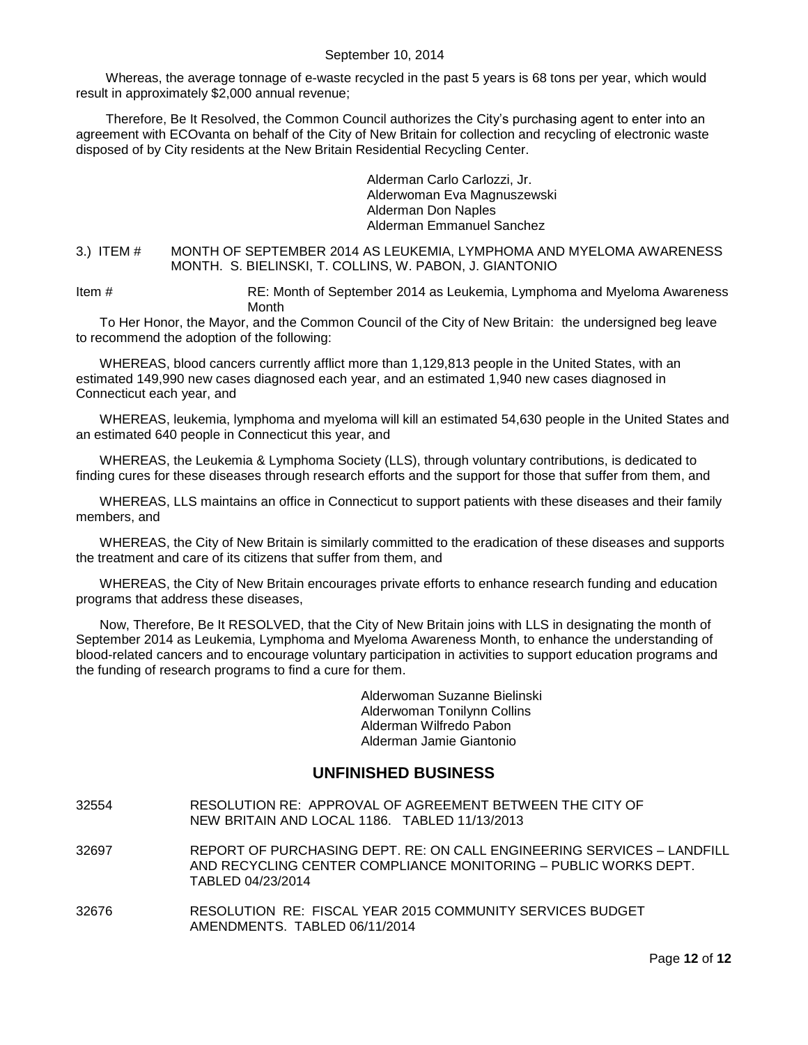Whereas, the average tonnage of e-waste recycled in the past 5 years is 68 tons per year, which would result in approximately $2,000 annual revenue;

Therefore, Be It Resolved, the Common Council authorizes the City's purchasing agent to enter into an agreement with ECOvanta on behalf of the City of New Britain for collection and recycling of electronic waste disposed of by City residents at the New Britain Residential Recycling Center.

Alderman Carlo Carlozzi, Jr.
Alderwoman Eva Magnuszewski
Alderman Don Naples
Alderman Emmanuel Sanchez

3.) ITEM # MONTH OF SEPTEMBER 2014 AS LEUKEMIA, LYMPHOMA AND MYELOMA AWARENESS MONTH. S. BIELINSKI, T. COLLINS, W. PABON, J. GIANTONIO

Item # RE: Month of September 2014 as Leukemia, Lymphoma and Myeloma Awareness Month

To Her Honor, the Mayor, and the Common Council of the City of New Britain: the undersigned beg leave to recommend the adoption of the following:

WHEREAS, blood cancers currently afflict more than 1,129,813 people in the United States, with an estimated 149,990 new cases diagnosed each year, and an estimated 1,940 new cases diagnosed in Connecticut each year, and

WHEREAS, leukemia, lymphoma and myeloma will kill an estimated 54,630 people in the United States and an estimated 640 people in Connecticut this year, and

WHEREAS, the Leukemia & Lymphoma Society (LLS), through voluntary contributions, is dedicated to finding cures for these diseases through research efforts and the support for those that suffer from them, and

WHEREAS, LLS maintains an office in Connecticut to support patients with these diseases and their family members, and

WHEREAS, the City of New Britain is similarly committed to the eradication of these diseases and supports the treatment and care of its citizens that suffer from them, and

WHEREAS, the City of New Britain encourages private efforts to enhance research funding and education programs that address these diseases,

Now, Therefore, Be It RESOLVED, that the City of New Britain joins with LLS in designating the month of September 2014 as Leukemia, Lymphoma and Myeloma Awareness Month, to enhance the understanding of blood-related cancers and to encourage voluntary participation in activities to support education programs and the funding of research programs to find a cure for them.

Alderwoman Suzanne Bielinski
Alderwoman Tonilynn Collins
Alderman Wilfredo Pabon
Alderman Jamie Giantonio

## UNFINISHED BUSINESS

32554 RESOLUTION RE: APPROVAL OF AGREEMENT BETWEEN THE CITY OF NEW BRITAIN AND LOCAL 1186. TABLED 11/13/2013

32697 REPORT OF PURCHASING DEPT. RE: ON CALL ENGINEERING SERVICES – LANDFILL AND RECYCLING CENTER COMPLIANCE MONITORING – PUBLIC WORKS DEPT. TABLED 04/23/2014

32676 RESOLUTION RE: FISCAL YEAR 2015 COMMUNITY SERVICES BUDGET AMENDMENTS. TABLED 06/11/2014